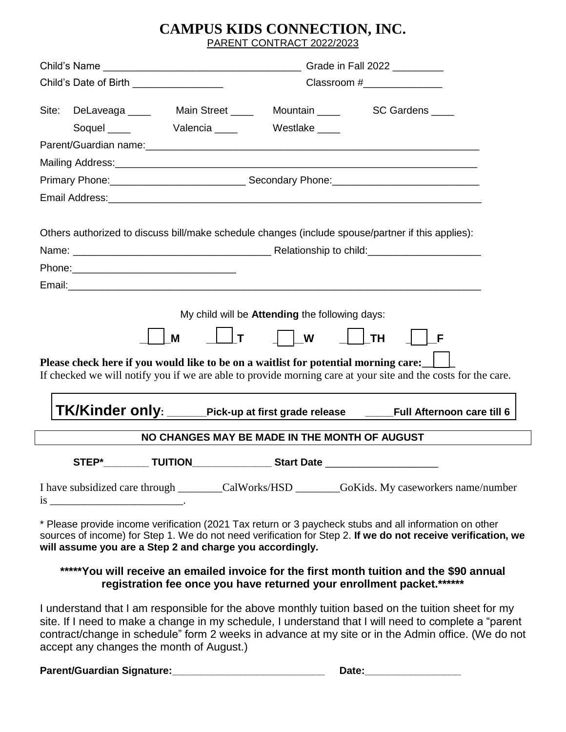# CAMPUS KIDS CONNECTION, INC.

PARENT CONTRACT 2022/2023

Child's Name ___________________________________ Grade in Fall 2022 _________

Child's Date of Birth ________________ Classroom #______________

Site: DeLaveaga ____ Main Street ____ Mountain ____ SC Gardens ____

Soquel ____ Valencia ____ Westlake ____

Parent/Guardian name:_____________________________________________________________

Mailing Address:_______________________________________________________________

Primary Phone:________________________ Secondary Phone:__________________________

Email Address:__________________________________________________________________

Others authorized to discuss bill/make schedule changes (include spouse/partner if this applies):

Name: ___________________________________ Relationship to child:____________________

Phone:_____________________________

Email:_________________________________________________________________________

My child will be **Attending** the following days:

☐ **M** ☐ **T** ☐ **W** ☐ **TH** ☐ **F**

**Please check here if you would like to be on a waitlist for potential morning care:** ☐

If checked we will notify you if we are able to provide morning care at your site and the costs for the care.

**TK/Kinder only: _______Pick-up at first grade release _____Full Afternoon care till 6**

**NO CHANGES MAY BE MADE IN THE MONTH OF AUGUST**

**STEP*________ TUITION______________ Start Date ____________________**

I have subsidized care through ________CalWorks/HSD ________GoKids. My caseworkers name/number is ________________________.

* Please provide income verification (2021 Tax return or 3 paycheck stubs and all information on other sources of income) for Step 1. We do not need verification for Step 2. **If we do not receive verification, we will assume you are a Step 2 and charge you accordingly.**

**\*\*\*\*\*You will receive an emailed invoice for the first month tuition and the $90 annual registration fee once you have returned your enrollment packet.\*\*\*\*\*\***

I understand that I am responsible for the above monthly tuition based on the tuition sheet for my site. If I need to make a change in my schedule, I understand that I will need to complete a "parent contract/change in schedule" form 2 weeks in advance at my site or in the Admin office. (We do not accept any changes the month of August.)

**Parent/Guardian Signature:___________________________ Date:_________________**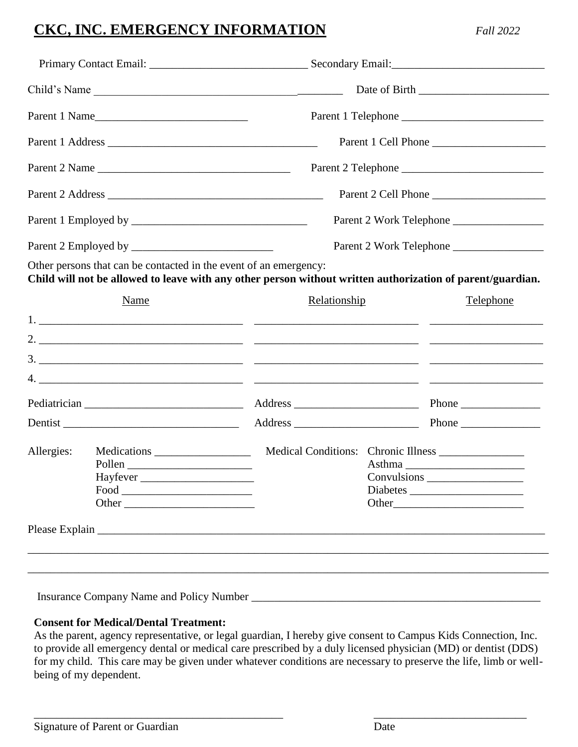# CKC, INC. EMERGENCY INFORMATION

*Fall 2022*

Primary Contact Email: ___________________________ Secondary Email:__________________________

Child's Name ____________________________________________ Date of Birth _______________________

Parent 1 Name___________________________ Parent 1 Telephone _________________________

Parent 1 Address _____________________________________ Parent 1 Cell Phone ____________________

Parent 2 Name __________________________________ Parent 2 Telephone _________________________

Parent 2 Address ______________________________________ Parent 2 Cell Phone ____________________

Parent 1 Employed by _______________________________ Parent 2 Work Telephone ________________

Parent 2 Employed by _________________________ Parent 2 Work Telephone ________________

Other persons that can be contacted in the event of an emergency:

**Child will not be allowed to leave with any other person without written authorization of parent/guardian.**

| Name | Relationship | Telephone |
|---|---|---|
| 1. ____________________ | ____________________ | ____________________ |
| 2. ____________________ | ____________________ | ____________________ |
| 3. ____________________ | ____________________ | ____________________ |
| 4. ____________________ | ____________________ | ____________________ |

Pediatrician ____________________________ Address ______________________ Phone ______________

Dentist _______________________________ Address ______________________ Phone ______________

Allergies:
- Medications _________________
- Pollen ______________________
- Hayfever ____________________
- Food _______________________
- Other _______________________

Medical Conditions:
- Chronic Illness _______________
- Asthma _____________________
- Convulsions _________________
- Diabetes ____________________
- Other_______________________

Please Explain ________________________________________________________________________________

_____________________________________________________________________________________________

_____________________________________________________________________________________________

Insurance Company Name and Policy Number _____________________________________________________

**Consent for Medical/Dental Treatment:**

As the parent, agency representative, or legal guardian, I hereby give consent to Campus Kids Connection, Inc. to provide all emergency dental or medical care prescribed by a duly licensed physician (MD) or dentist (DDS) for my child. This care may be given under whatever conditions are necessary to preserve the life, limb or well-being of my dependent.

_____________________________________________ ___________________________

Signature of Parent or Guardian Date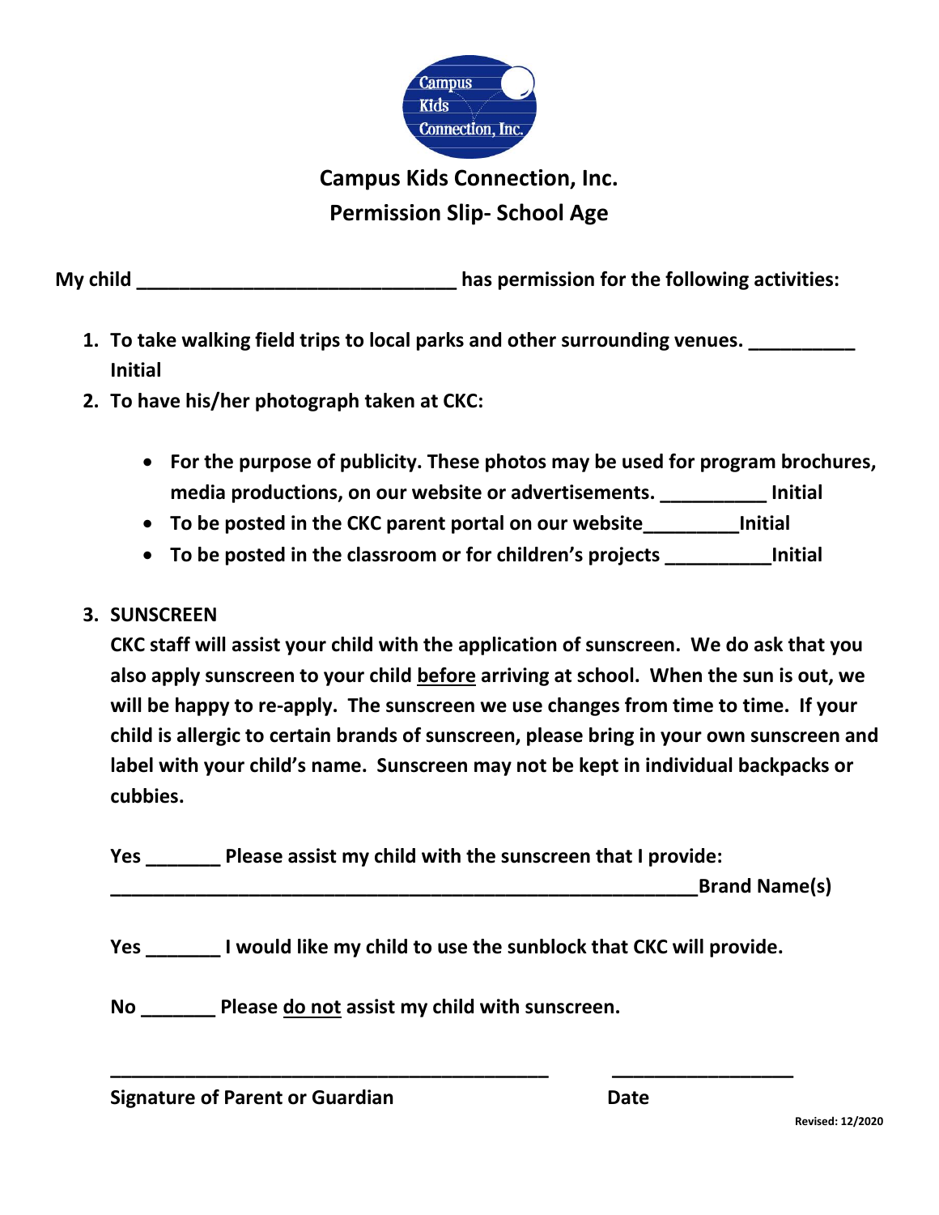# Campus Kids Connection, Inc.

## Permission Slip- School Age

**My child ______________________________ has permission for the following activities:**

1. **To take walking field trips to local parks and other surrounding venues. __________ Initial**
2. **To have his/her photograph taken at CKC:**
   - **For the purpose of publicity. These photos may be used for program brochures, media productions, on our website or advertisements. __________ Initial**
   - **To be posted in the CKC parent portal on our website_________Initial**
   - **To be posted in the classroom or for children's projects __________Initial**
3. **SUNSCREEN**

   **CKC staff will assist your child with the application of sunscreen. We do ask that you also apply sunscreen to your child <u>before</u> arriving at school. When the sun is out, we will be happy to re-apply. The sunscreen we use changes from time to time. If your child is allergic to certain brands of sunscreen, please bring in your own sunscreen and label with your child's name. Sunscreen may not be kept in individual backpacks or cubbies.**

   **Yes _______ Please assist my child with the sunscreen that I provide:**
   **_________________________________________________________Brand Name(s)**

   **Yes _______ I would like my child to use the sunblock that CKC will provide.**

   **No _______ Please <u>do not</u> assist my child with sunscreen.**

**__________________________________________ _________________**

**Signature of Parent or Guardian Date**

**Revised: 12/2020**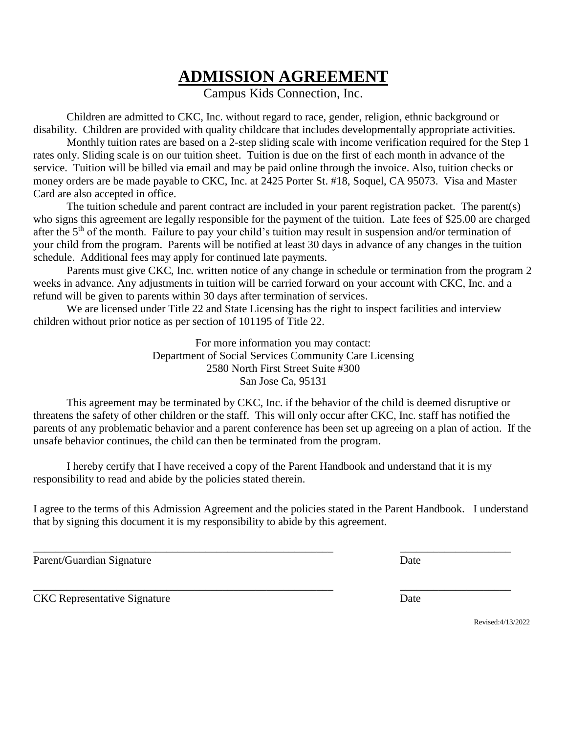# ADMISSION AGREEMENT

Campus Kids Connection, Inc.

Children are admitted to CKC, Inc. without regard to race, gender, religion, ethnic background or disability. Children are provided with quality childcare that includes developmentally appropriate activities.

Monthly tuition rates are based on a 2-step sliding scale with income verification required for the Step 1 rates only. Sliding scale is on our tuition sheet. Tuition is due on the first of each month in advance of the service. Tuition will be billed via email and may be paid online through the invoice. Also, tuition checks or money orders are be made payable to CKC, Inc. at 2425 Porter St. #18, Soquel, CA 95073. Visa and Master Card are also accepted in office.

The tuition schedule and parent contract are included in your parent registration packet. The parent(s) who signs this agreement are legally responsible for the payment of the tuition. Late fees of $25.00 are charged after the 5th of the month. Failure to pay your child's tuition may result in suspension and/or termination of your child from the program. Parents will be notified at least 30 days in advance of any changes in the tuition schedule. Additional fees may apply for continued late payments.

Parents must give CKC, Inc. written notice of any change in schedule or termination from the program 2 weeks in advance. Any adjustments in tuition will be carried forward on your account with CKC, Inc. and a refund will be given to parents within 30 days after termination of services.

We are licensed under Title 22 and State Licensing has the right to inspect facilities and interview children without prior notice as per section of 101195 of Title 22.

For more information you may contact:
Department of Social Services Community Care Licensing
2580 North First Street Suite #300
San Jose Ca, 95131

This agreement may be terminated by CKC, Inc. if the behavior of the child is deemed disruptive or threatens the safety of other children or the staff. This will only occur after CKC, Inc. staff has notified the parents of any problematic behavior and a parent conference has been set up agreeing on a plan of action. If the unsafe behavior continues, the child can then be terminated from the program.

I hereby certify that I have received a copy of the Parent Handbook and understand that it is my responsibility to read and abide by the policies stated therein.

I agree to the terms of this Admission Agreement and the policies stated in the Parent Handbook. I understand that by signing this document it is my responsibility to abide by this agreement.

_______________________________________________ ____________________

Parent/Guardian Signature Date

_______________________________________________ ____________________

CKC Representative Signature Date

Revised:4/13/2022